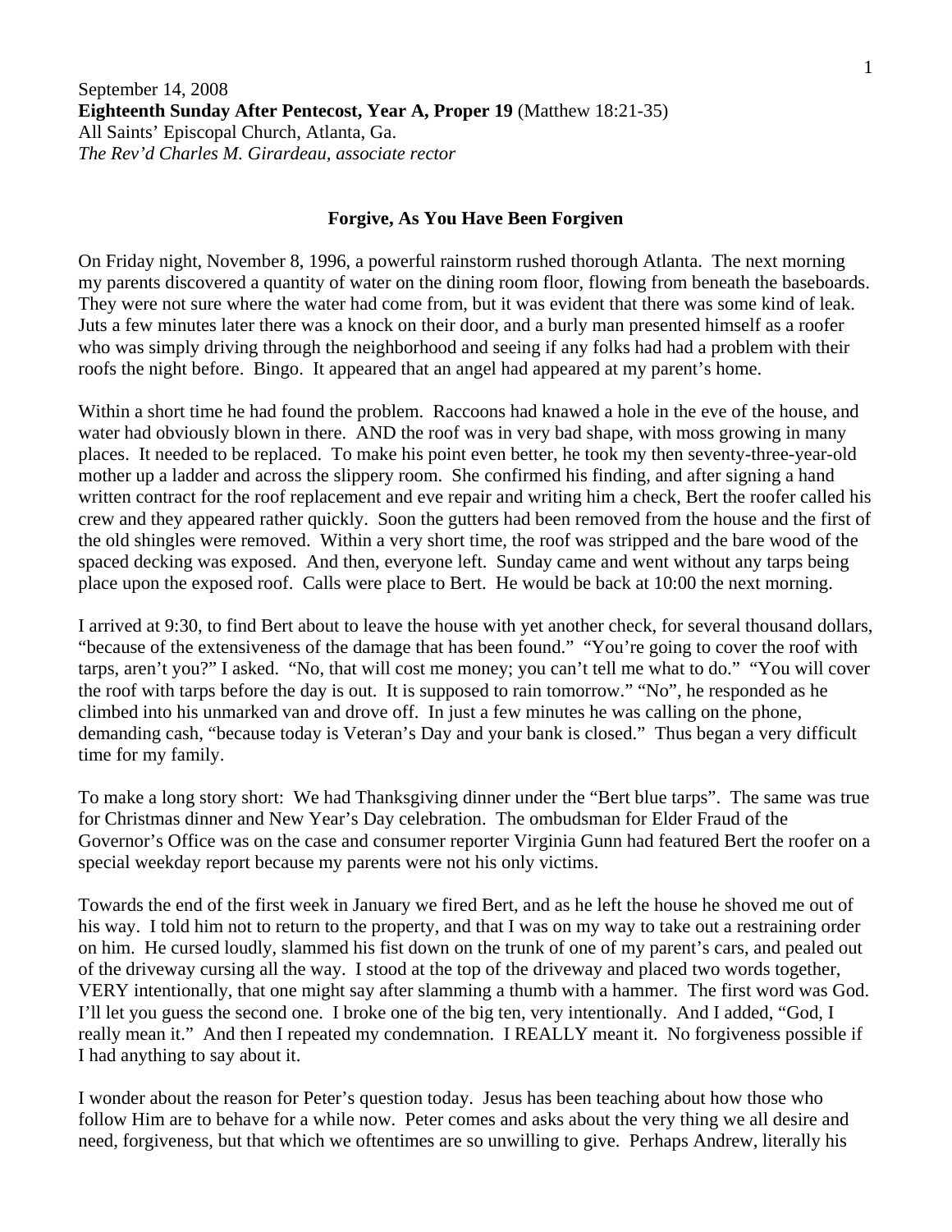September 14, 2008
**Eighteenth Sunday After Pentecost, Year A, Proper 19** (Matthew 18:21-35)
All Saints' Episcopal Church, Atlanta, Ga.
*The Rev'd Charles M. Girardeau, associate rector*

## Forgive, As You Have Been Forgiven

On Friday night, November 8, 1996, a powerful rainstorm rushed thorough Atlanta. The next morning my parents discovered a quantity of water on the dining room floor, flowing from beneath the baseboards. They were not sure where the water had come from, but it was evident that there was some kind of leak. Juts a few minutes later there was a knock on their door, and a burly man presented himself as a roofer who was simply driving through the neighborhood and seeing if any folks had had a problem with their roofs the night before. Bingo. It appeared that an angel had appeared at my parent's home.

Within a short time he had found the problem. Raccoons had knawed a hole in the eve of the house, and water had obviously blown in there. AND the roof was in very bad shape, with moss growing in many places. It needed to be replaced. To make his point even better, he took my then seventy-three-year-old mother up a ladder and across the slippery room. She confirmed his finding, and after signing a hand written contract for the roof replacement and eve repair and writing him a check, Bert the roofer called his crew and they appeared rather quickly. Soon the gutters had been removed from the house and the first of the old shingles were removed. Within a very short time, the roof was stripped and the bare wood of the spaced decking was exposed. And then, everyone left. Sunday came and went without any tarps being place upon the exposed roof. Calls were place to Bert. He would be back at 10:00 the next morning.

I arrived at 9:30, to find Bert about to leave the house with yet another check, for several thousand dollars, "because of the extensiveness of the damage that has been found." "You're going to cover the roof with tarps, aren't you?" I asked. "No, that will cost me money; you can't tell me what to do." "You will cover the roof with tarps before the day is out. It is supposed to rain tomorrow." "No", he responded as he climbed into his unmarked van and drove off. In just a few minutes he was calling on the phone, demanding cash, "because today is Veteran's Day and your bank is closed." Thus began a very difficult time for my family.

To make a long story short: We had Thanksgiving dinner under the "Bert blue tarps". The same was true for Christmas dinner and New Year's Day celebration. The ombudsman for Elder Fraud of the Governor's Office was on the case and consumer reporter Virginia Gunn had featured Bert the roofer on a special weekday report because my parents were not his only victims.

Towards the end of the first week in January we fired Bert, and as he left the house he shoved me out of his way. I told him not to return to the property, and that I was on my way to take out a restraining order on him. He cursed loudly, slammed his fist down on the trunk of one of my parent's cars, and pealed out of the driveway cursing all the way. I stood at the top of the driveway and placed two words together, VERY intentionally, that one might say after slamming a thumb with a hammer. The first word was God. I'll let you guess the second one. I broke one of the big ten, very intentionally. And I added, "God, I really mean it." And then I repeated my condemnation. I REALLY meant it. No forgiveness possible if I had anything to say about it.

I wonder about the reason for Peter's question today. Jesus has been teaching about how those who follow Him are to behave for a while now. Peter comes and asks about the very thing we all desire and need, forgiveness, but that which we oftentimes are so unwilling to give. Perhaps Andrew, literally his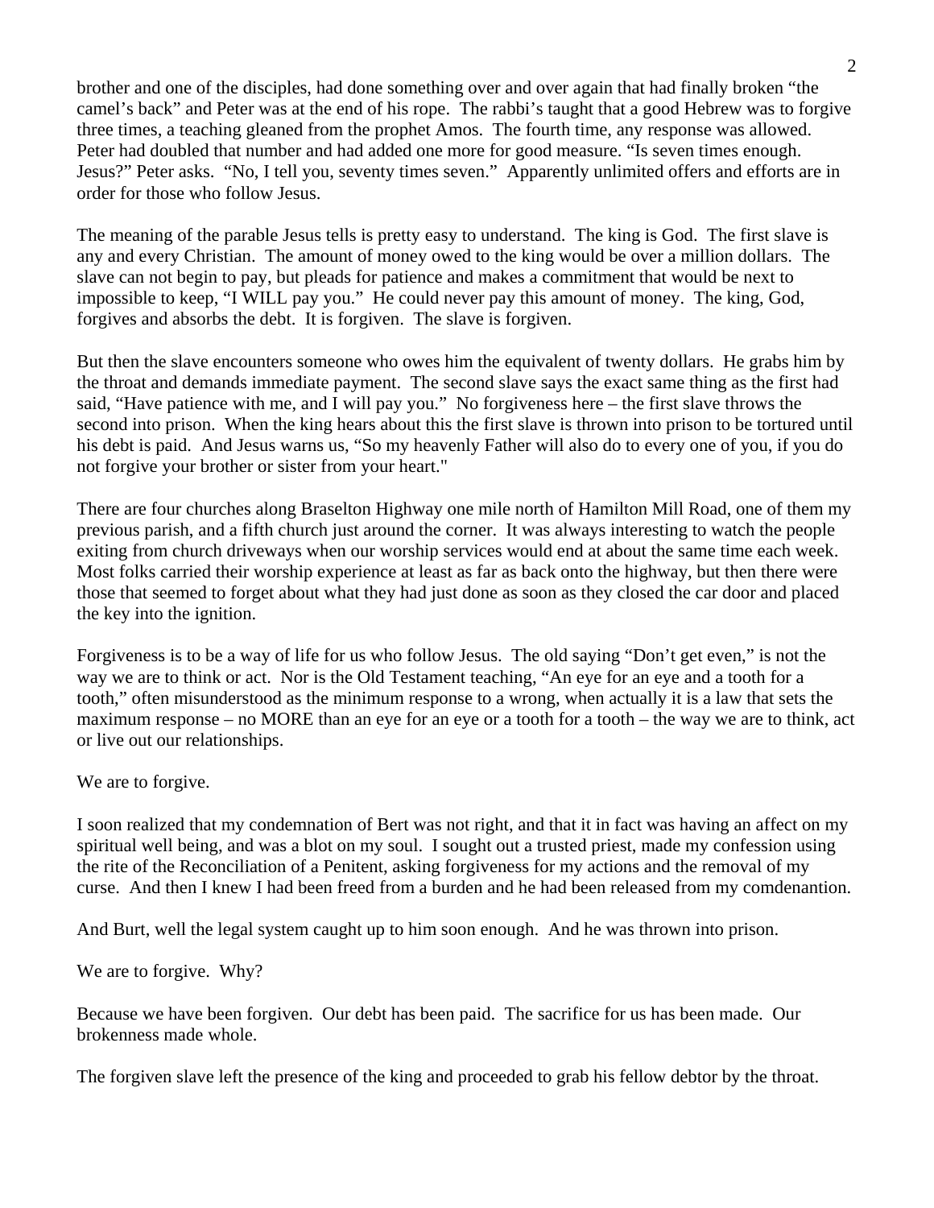brother and one of the disciples, had done something over and over again that had finally broken "the camel's back" and Peter was at the end of his rope. The rabbi's taught that a good Hebrew was to forgive three times, a teaching gleaned from the prophet Amos. The fourth time, any response was allowed. Peter had doubled that number and had added one more for good measure. "Is seven times enough. Jesus?" Peter asks. "No, I tell you, seventy times seven." Apparently unlimited offers and efforts are in order for those who follow Jesus.

The meaning of the parable Jesus tells is pretty easy to understand. The king is God. The first slave is any and every Christian. The amount of money owed to the king would be over a million dollars. The slave can not begin to pay, but pleads for patience and makes a commitment that would be next to impossible to keep, "I WILL pay you." He could never pay this amount of money. The king, God, forgives and absorbs the debt. It is forgiven. The slave is forgiven.

But then the slave encounters someone who owes him the equivalent of twenty dollars. He grabs him by the throat and demands immediate payment. The second slave says the exact same thing as the first had said, "Have patience with me, and I will pay you." No forgiveness here – the first slave throws the second into prison. When the king hears about this the first slave is thrown into prison to be tortured until his debt is paid. And Jesus warns us, "So my heavenly Father will also do to every one of you, if you do not forgive your brother or sister from your heart."

There are four churches along Braselton Highway one mile north of Hamilton Mill Road, one of them my previous parish, and a fifth church just around the corner. It was always interesting to watch the people exiting from church driveways when our worship services would end at about the same time each week. Most folks carried their worship experience at least as far as back onto the highway, but then there were those that seemed to forget about what they had just done as soon as they closed the car door and placed the key into the ignition.

Forgiveness is to be a way of life for us who follow Jesus. The old saying "Don't get even," is not the way we are to think or act. Nor is the Old Testament teaching, "An eye for an eye and a tooth for a tooth," often misunderstood as the minimum response to a wrong, when actually it is a law that sets the maximum response – no MORE than an eye for an eye or a tooth for a tooth – the way we are to think, act or live out our relationships.

We are to forgive.

I soon realized that my condemnation of Bert was not right, and that it in fact was having an affect on my spiritual well being, and was a blot on my soul. I sought out a trusted priest, made my confession using the rite of the Reconciliation of a Penitent, asking forgiveness for my actions and the removal of my curse. And then I knew I had been freed from a burden and he had been released from my comdenantion.

And Burt, well the legal system caught up to him soon enough. And he was thrown into prison.

We are to forgive. Why?

Because we have been forgiven. Our debt has been paid. The sacrifice for us has been made. Our brokenness made whole.

The forgiven slave left the presence of the king and proceeded to grab his fellow debtor by the throat.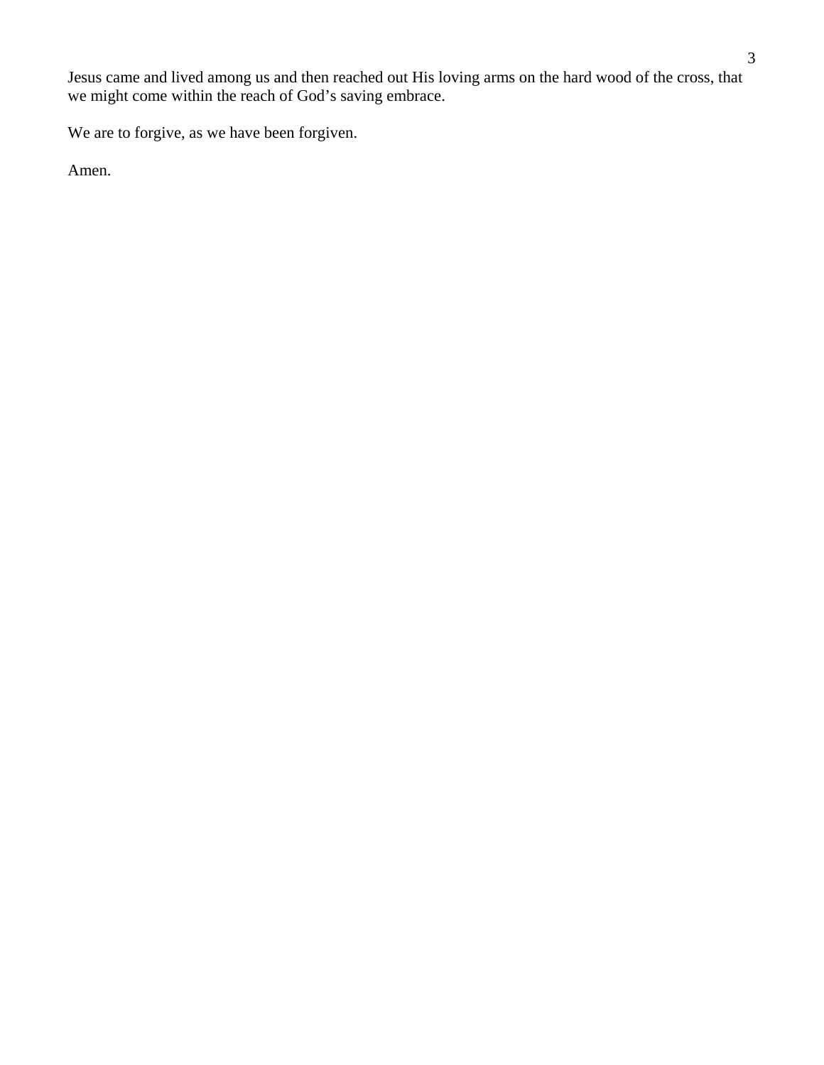Jesus came and lived among us and then reached out His loving arms on the hard wood of the cross, that we might come within the reach of God's saving embrace.

We are to forgive, as we have been forgiven.

Amen.